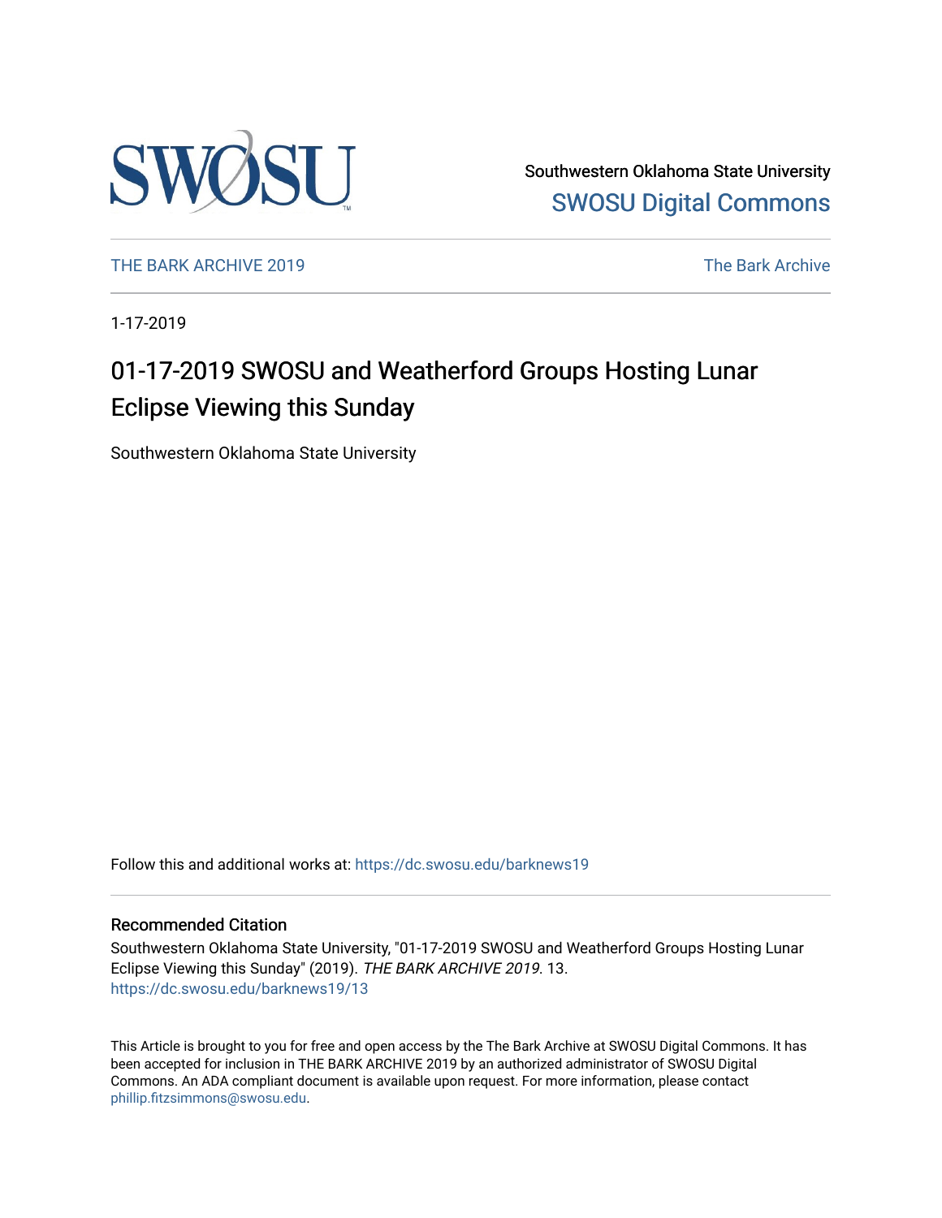Southwestern Oklahoma State University
SWOSU Digital Commons

THE BARK ARCHIVE 2019 | The Bark Archive

1-17-2019

# 01-17-2019 SWOSU and Weatherford Groups Hosting Lunar Eclipse Viewing this Sunday

Southwestern Oklahoma State University

Follow this and additional works at: https://dc.swosu.edu/barknews19

## Recommended Citation

Southwestern Oklahoma State University, "01-17-2019 SWOSU and Weatherford Groups Hosting Lunar Eclipse Viewing this Sunday" (2019). *THE BARK ARCHIVE 2019*. 13.
https://dc.swosu.edu/barknews19/13

This Article is brought to you for free and open access by the The Bark Archive at SWOSU Digital Commons. It has been accepted for inclusion in THE BARK ARCHIVE 2019 by an authorized administrator of SWOSU Digital Commons. An ADA compliant document is available upon request. For more information, please contact phillip.fitzsimmons@swosu.edu.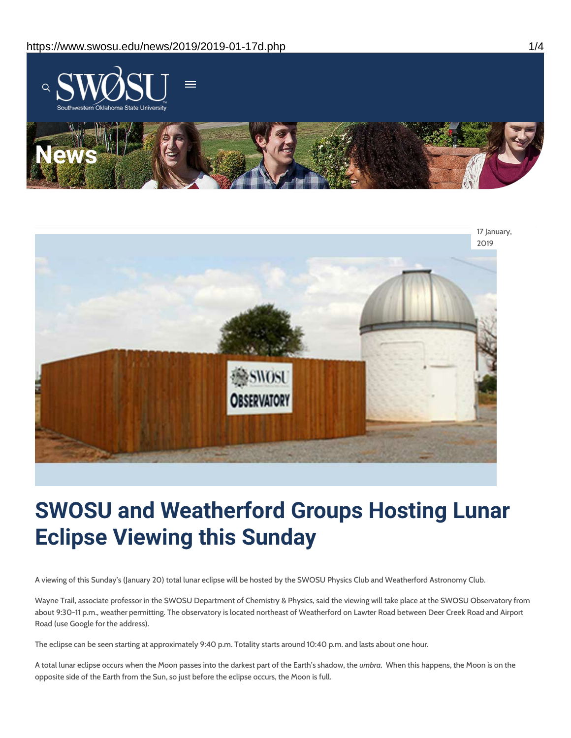17 January, 2019

# SWOSU and Weatherford Groups Hosting Lunar Eclipse Viewing this Sunday

A viewing of this Sunday's (January 20) total lunar eclipse will be hosted by the SWOSU Physics Club and Weatherford Astronomy Club.

Wayne Trail, associate professor in the SWOSU Department of Chemistry & Physics, said the viewing will take place at the SWOSU Observatory from about 9:30-11 p.m., weather permitting. The observatory is located northeast of Weatherford on Lawter Road between Deer Creek Road and Airport Road (use Google for the address).

The eclipse can be seen starting at approximately 9:40 p.m. Totality starts around 10:40 p.m. and lasts about one hour.

A total lunar eclipse occurs when the Moon passes into the darkest part of the Earth's shadow, the *umbra*. When this happens, the Moon is on the opposite side of the Earth from the Sun, so just before the eclipse occurs, the Moon is full.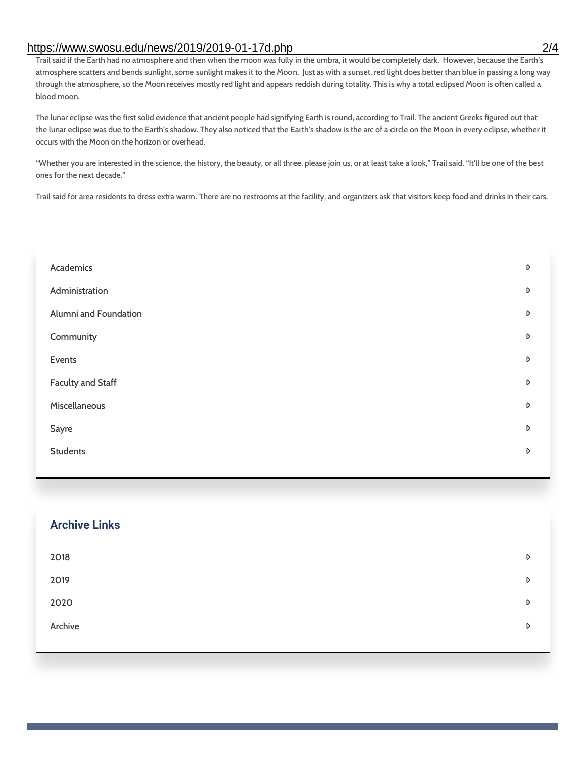Trail said if the Earth had no atmosphere and then when the moon was fully in the umbra, it would be completely dark. However, because the Earth's atmosphere scatters and bends sunlight, some sunlight makes it to the Moon. Just as with a sunset, red light does better than blue in passing a long way through the atmosphere, so the Moon receives mostly red light and appears reddish during totality. This is why a total eclipsed Moon is often called a blood moon.

The lunar eclipse was the first solid evidence that ancient people had signifying Earth is round, according to Trail. The ancient Greeks figured out that the lunar eclipse was due to the Earth's shadow. They also noticed that the Earth's shadow is the arc of a circle on the Moon in every eclipse, whether it occurs with the Moon on the horizon or overhead.

"Whether you are interested in the science, the history, the beauty, or all three, please join us, or at least take a look," Trail said. "It'll be one of the best ones for the next decade."

Trail said for area residents to dress extra warm. There are no restrooms at the facility, and organizers ask that visitors keep food and drinks in their cars.

- Academics
- Administration
- Alumni and Foundation
- Community
- Events
- Faculty and Staff
- Miscellaneous
- Sayre
- Students

## Archive Links

- 2018
- 2019
- 2020
- Archive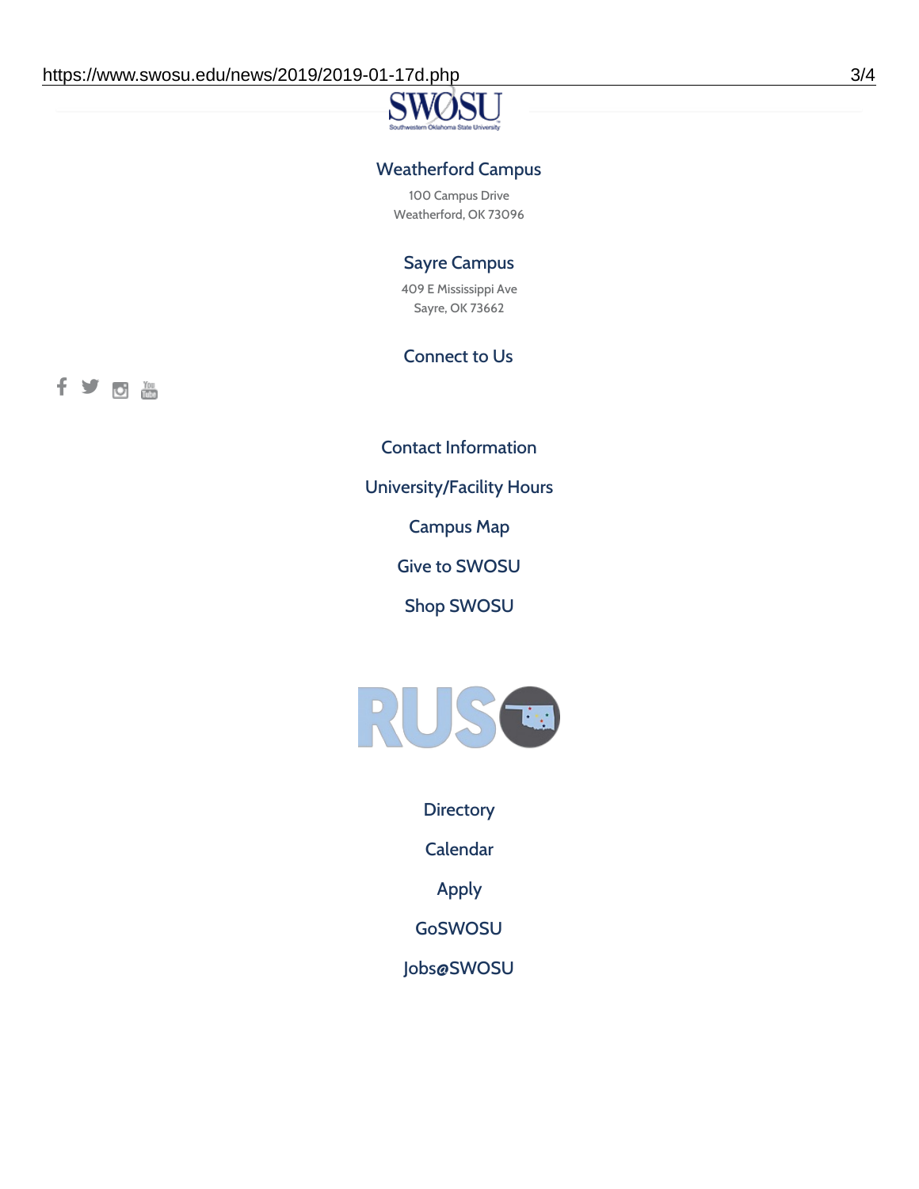## Weatherford Campus

100 Campus Drive
Weatherford, OK 73096

## Sayre Campus

409 E Mississippi Ave
Sayre, OK 73662

## Connect to Us

Contact Information

University/Facility Hours

Campus Map

Give to SWOSU

Shop SWOSU

Directory

Calendar

Apply

GoSWOSU

Jobs@SWOSU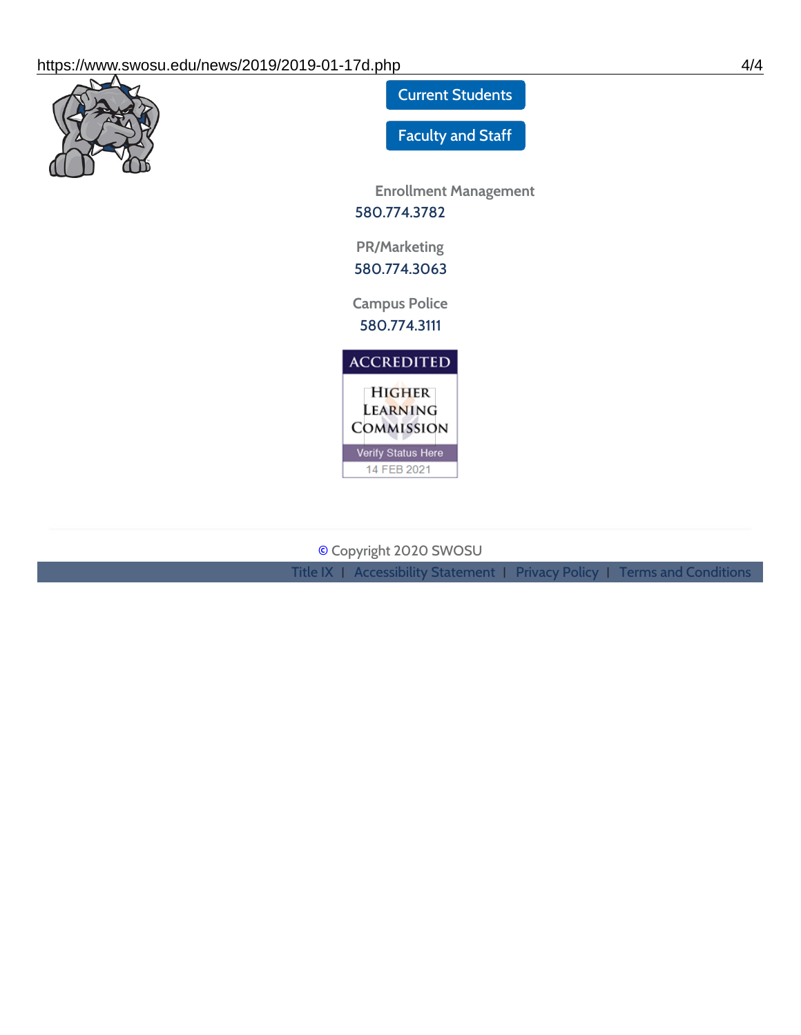Current Students

Faculty and Staff

Enrollment Management
580.774.3782

PR/Marketing
580.774.3063

Campus Police
580.774.3111

ACCREDITED

HIGHER LEARNING COMMISSION

Verify Status Here

14 FEB 2021

© Copyright 2020 SWOSU

Title IX | Accessibility Statement | Privacy Policy | Terms and Conditions